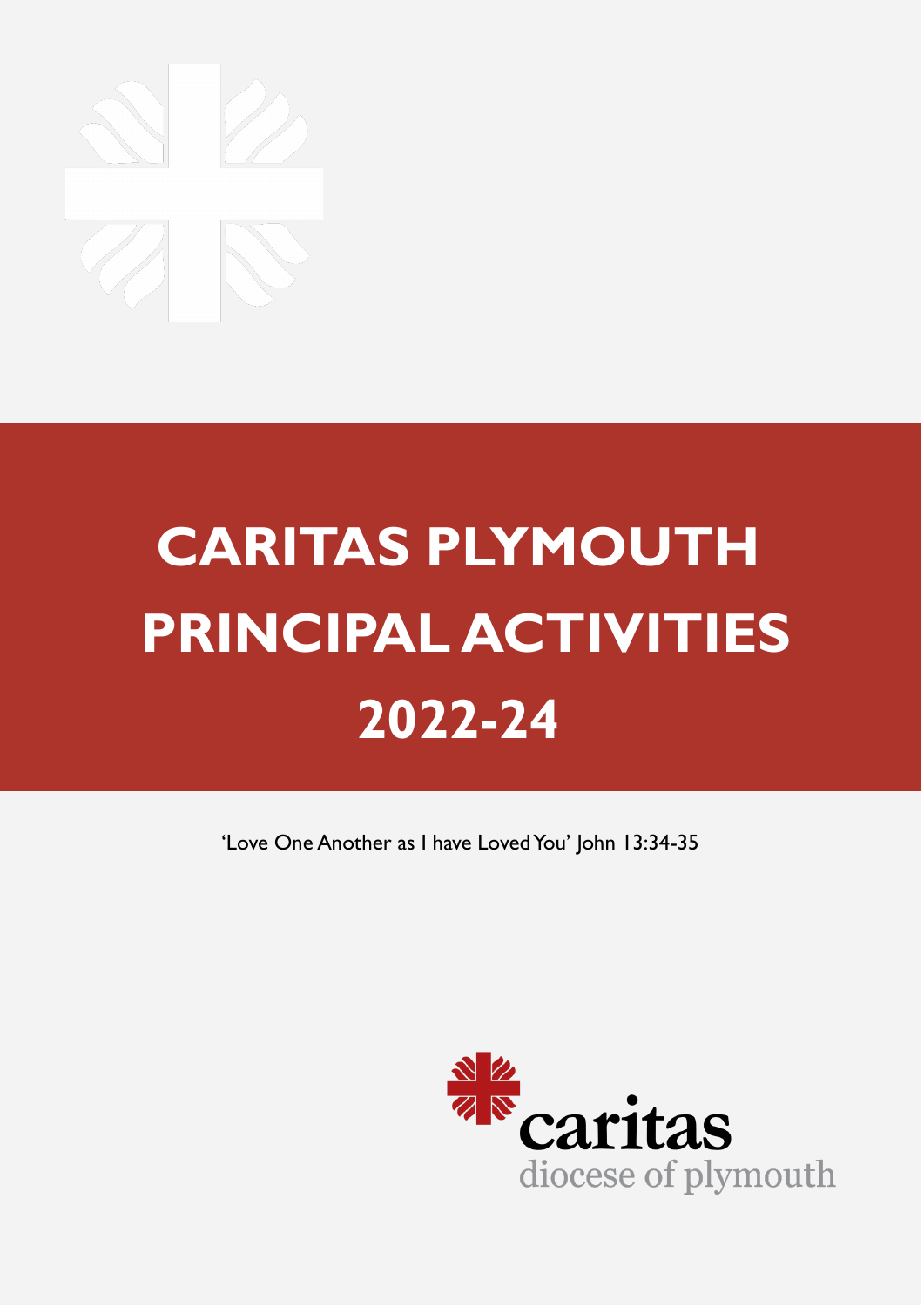# CARITAS PLYMOUTH PRINCIPAL ACTIVITIES 2022-24

'Love One Another as I have Loved You' John 13:34-35

caritas
diocese of plymouth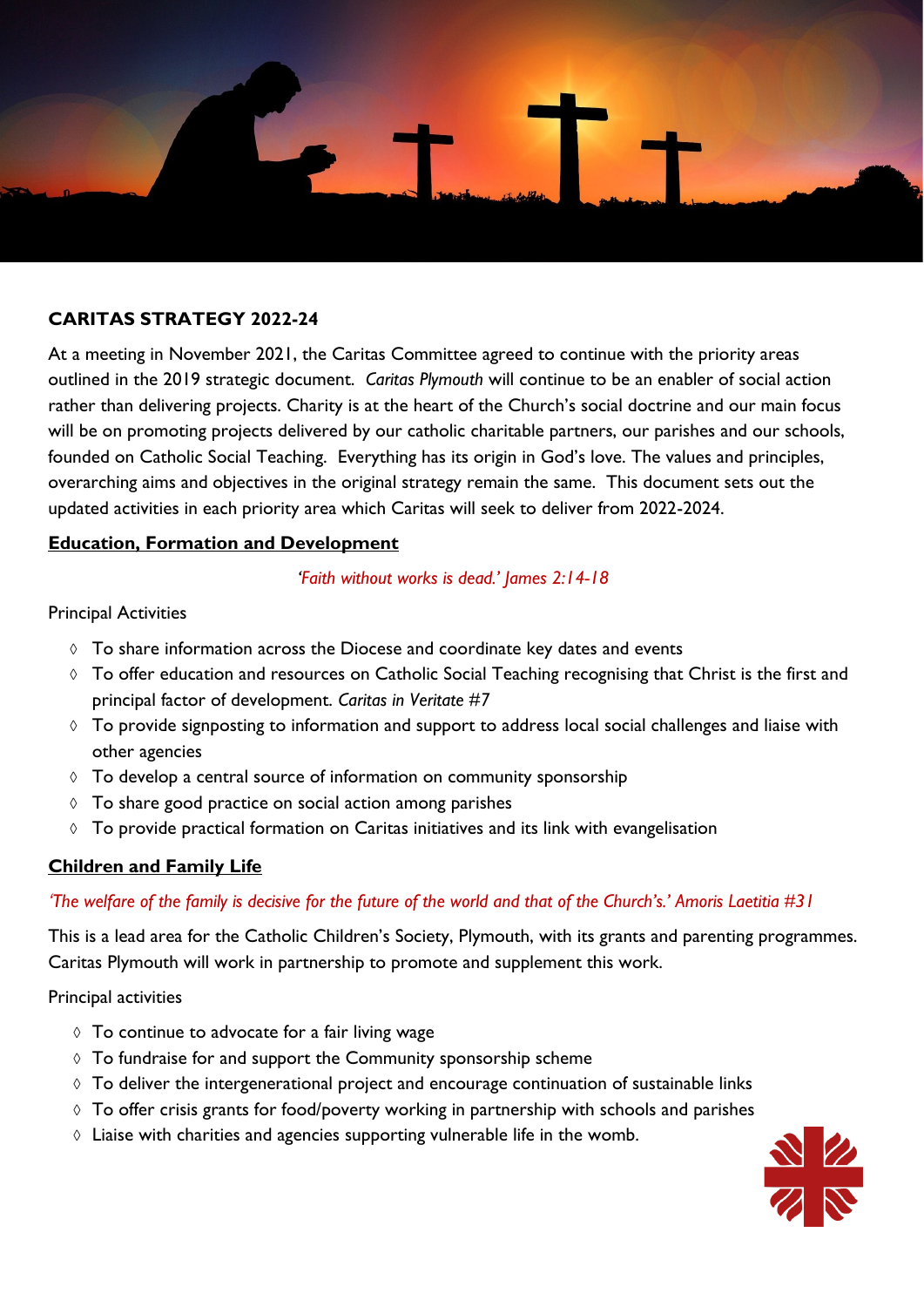## CARITAS STRATEGY 2022-24

At a meeting in November 2021, the Caritas Committee agreed to continue with the priority areas outlined in the 2019 strategic document. *Caritas Plymouth* will continue to be an enabler of social action rather than delivering projects. Charity is at the heart of the Church's social doctrine and our main focus will be on promoting projects delivered by our catholic charitable partners, our parishes and our schools, founded on Catholic Social Teaching. Everything has its origin in God's love. The values and principles, overarching aims and objectives in the original strategy remain the same. This document sets out the updated activities in each priority area which Caritas will seek to deliver from 2022-2024.

### Education, Formation and Development

*'Faith without works is dead.' James 2:14-18*

Principal Activities

- To share information across the Diocese and coordinate key dates and events
- To offer education and resources on Catholic Social Teaching recognising that Christ is the first and principal factor of development. *Caritas in Veritate* #7
- To provide signposting to information and support to address local social challenges and liaise with other agencies
- To develop a central source of information on community sponsorship
- To share good practice on social action among parishes
- To provide practical formation on Caritas initiatives and its link with evangelisation

### Children and Family Life

*'The welfare of the family is decisive for the future of the world and that of the Church's.' Amoris Laetitia #31*

This is a lead area for the Catholic Children's Society, Plymouth, with its grants and parenting programmes. Caritas Plymouth will work in partnership to promote and supplement this work.

Principal activities

- To continue to advocate for a fair living wage
- To fundraise for and support the Community sponsorship scheme
- To deliver the intergenerational project and encourage continuation of sustainable links
- To offer crisis grants for food/poverty working in partnership with schools and parishes
- Liaise with charities and agencies supporting vulnerable life in the womb.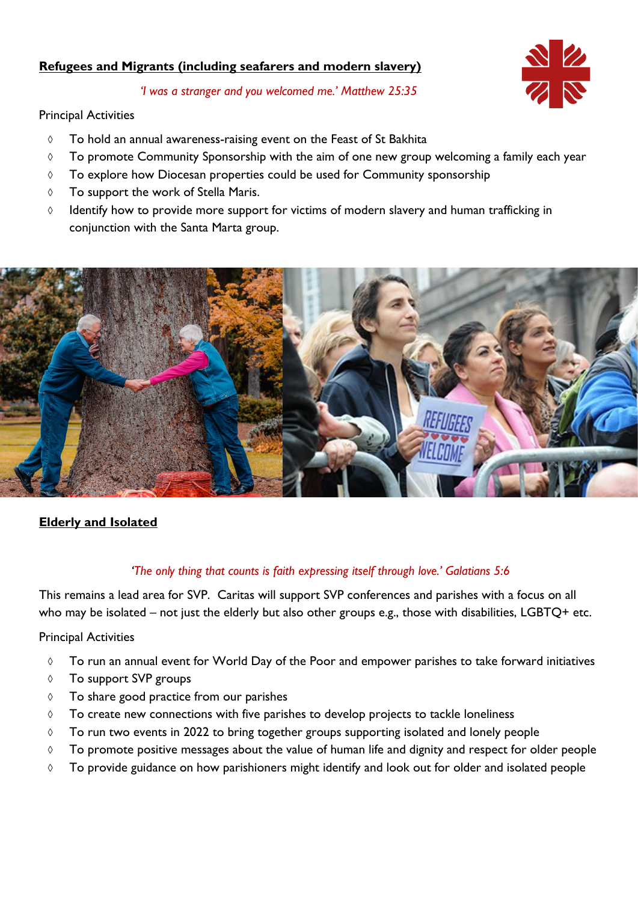## Refugees and Migrants (including seafarers and modern slavery)

*'I was a stranger and you welcomed me.' Matthew 25:35*

Principal Activities

- To hold an annual awareness-raising event on the Feast of St Bakhita
- To promote Community Sponsorship with the aim of one new group welcoming a family each year
- To explore how Diocesan properties could be used for Community sponsorship
- To support the work of Stella Maris.
- Identify how to provide more support for victims of modern slavery and human trafficking in conjunction with the Santa Marta group.

## Elderly and Isolated

*'The only thing that counts is faith expressing itself through love.' Galatians 5:6*

This remains a lead area for SVP. Caritas will support SVP conferences and parishes with a focus on all who may be isolated – not just the elderly but also other groups e.g., those with disabilities, LGBTQ+ etc.

Principal Activities

- To run an annual event for World Day of the Poor and empower parishes to take forward initiatives
- To support SVP groups
- To share good practice from our parishes
- To create new connections with five parishes to develop projects to tackle loneliness
- To run two events in 2022 to bring together groups supporting isolated and lonely people
- To promote positive messages about the value of human life and dignity and respect for older people
- To provide guidance on how parishioners might identify and look out for older and isolated people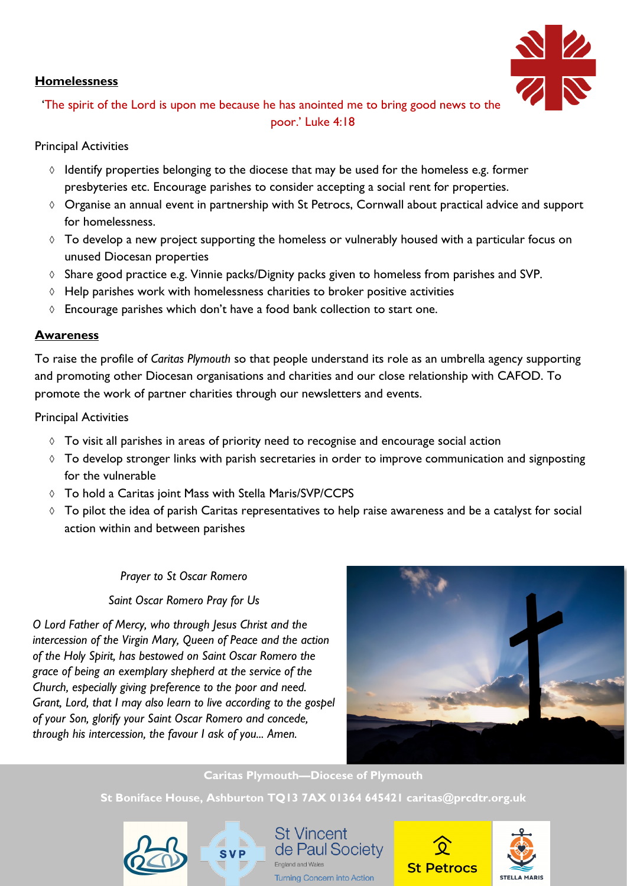## Homelessness

'The spirit of the Lord is upon me because he has anointed me to bring good news to the poor.' Luke 4:18

Principal Activities

- Identify properties belonging to the diocese that may be used for the homeless e.g. former presbyteries etc. Encourage parishes to consider accepting a social rent for properties.
- Organise an annual event in partnership with St Petrocs, Cornwall about practical advice and support for homelessness.
- To develop a new project supporting the homeless or vulnerably housed with a particular focus on unused Diocesan properties
- Share good practice e.g. Vinnie packs/Dignity packs given to homeless from parishes and SVP.
- Help parishes work with homelessness charities to broker positive activities
- Encourage parishes which don't have a food bank collection to start one.

## Awareness

To raise the profile of *Caritas Plymouth* so that people understand its role as an umbrella agency supporting and promoting other Diocesan organisations and charities and our close relationship with CAFOD. To promote the work of partner charities through our newsletters and events.

Principal Activities

- To visit all parishes in areas of priority need to recognise and encourage social action
- To develop stronger links with parish secretaries in order to improve communication and signposting for the vulnerable
- To hold a Caritas joint Mass with Stella Maris/SVP/CCPS
- To pilot the idea of parish Caritas representatives to help raise awareness and be a catalyst for social action within and between parishes

*Prayer to St Oscar Romero*

*Saint Oscar Romero Pray for Us*

*O Lord Father of Mercy, who through Jesus Christ and the intercession of the Virgin Mary, Queen of Peace and the action of the Holy Spirit, has bestowed on Saint Oscar Romero the grace of being an exemplary shepherd at the service of the Church, especially giving preference to the poor and need. Grant, Lord, that I may also learn to live according to the gospel of your Son, glorify your Saint Oscar Romero and concede, through his intercession, the favour I ask of you... Amen.*

**Caritas Plymouth—Diocese of Plymouth**

**St Boniface House, Ashburton TQ13 7AX 01364 645421 caritas@prcdtr.org.uk**

SVP

St Vincent de Paul Society
England and Wales
Turning Concern into Action

St Petrocs

STELLA MARIS